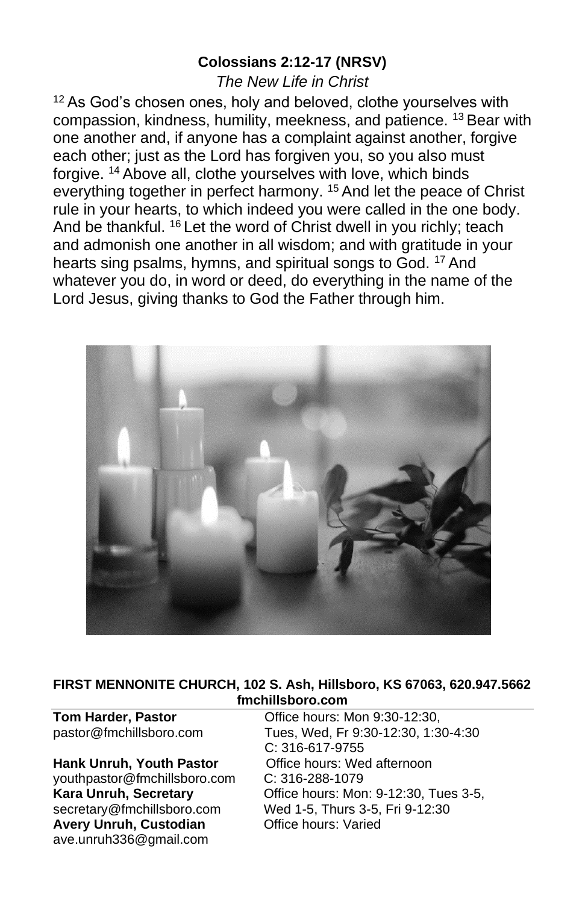**Colossians 2:12-17 (NRSV)**

*The New Life in Christ*

[12] As God's chosen ones, holy and beloved, clothe yourselves with compassion, kindness, humility, meekness, and patience. [13] Bear with one another and, if anyone has a complaint against another, forgive each other; just as the Lord has forgiven you, so you also must forgive. [14] Above all, clothe yourselves with love, which binds everything together in perfect harmony. [15] And let the peace of Christ rule in your hearts, to which indeed you were called in the one body. And be thankful. [16] Let the word of Christ dwell in you richly; teach and admonish one another in all wisdom; and with gratitude in your hearts sing psalms, hymns, and spiritual songs to God. [17] And whatever you do, in word or deed, do everything in the name of the Lord Jesus, giving thanks to God the Father through him.

**FIRST MENNONITE CHURCH, 102 S. Ash, Hillsboro, KS 67063, 620.947.5662**
**fmchillsboro.com**

**Tom Harder, Pastor**
pastor@fmchillsboro.com
Office hours: Mon 9:30-12:30, Tues, Wed, Fr 9:30-12:30, 1:30-4:30
C: 316-617-9755

**Hank Unruh, Youth Pastor**
youthpastor@fmchillsboro.com
Office hours: Wed afternoon
C: 316-288-1079

**Kara Unruh, Secretary**
secretary@fmchillsboro.com
Office hours: Mon: 9-12:30, Tues 3-5, Wed 1-5, Thurs 3-5, Fri 9-12:30

**Avery Unruh, Custodian**
ave.unruh336@gmail.com
Office hours: Varied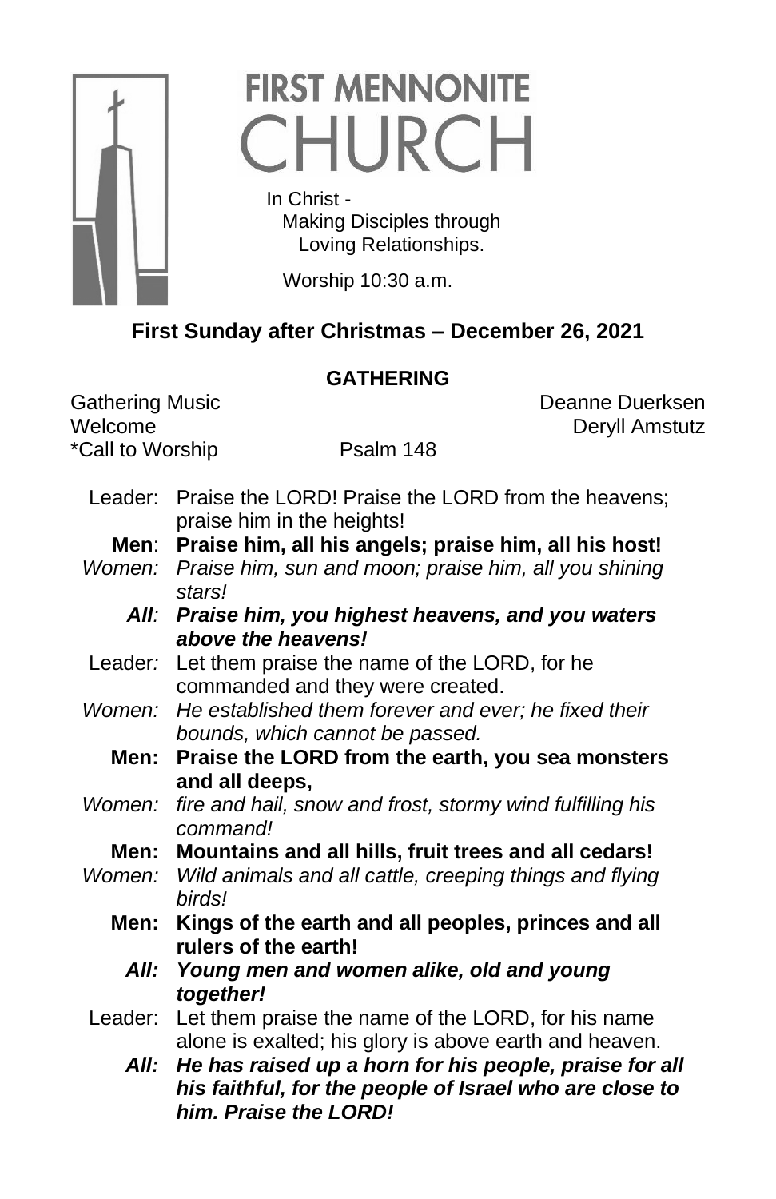# FIRST MENNONITE CHURCH

In Christ -
Making Disciples through
Loving Relationships.

Worship 10:30 a.m.

## First Sunday after Christmas – December 26, 2021

### GATHERING

Gathering Music — Deanne Duerksen
Welcome — Deryll Amstutz
*Call to Worship — Psalm 148

Leader: Praise the LORD! Praise the LORD from the heavens; praise him in the heights!

**Men: Praise him, all his angels; praise him, all his host!**

*Women: Praise him, sun and moon; praise him, all you shining stars!*

***All: Praise him, you highest heavens, and you waters above the heavens!***

Leader: Let them praise the name of the LORD, for he commanded and they were created.

*Women: He established them forever and ever; he fixed their bounds, which cannot be passed.*

**Men: Praise the LORD from the earth, you sea monsters and all deeps,**

*Women: fire and hail, snow and frost, stormy wind fulfilling his command!*

**Men: Mountains and all hills, fruit trees and all cedars!**

*Women: Wild animals and all cattle, creeping things and flying birds!*

**Men: Kings of the earth and all peoples, princes and all rulers of the earth!**

***All: Young men and women alike, old and young together!***

Leader: Let them praise the name of the LORD, for his name alone is exalted; his glory is above earth and heaven.

***All: He has raised up a horn for his people, praise for all his faithful, for the people of Israel who are close to him. Praise the LORD!***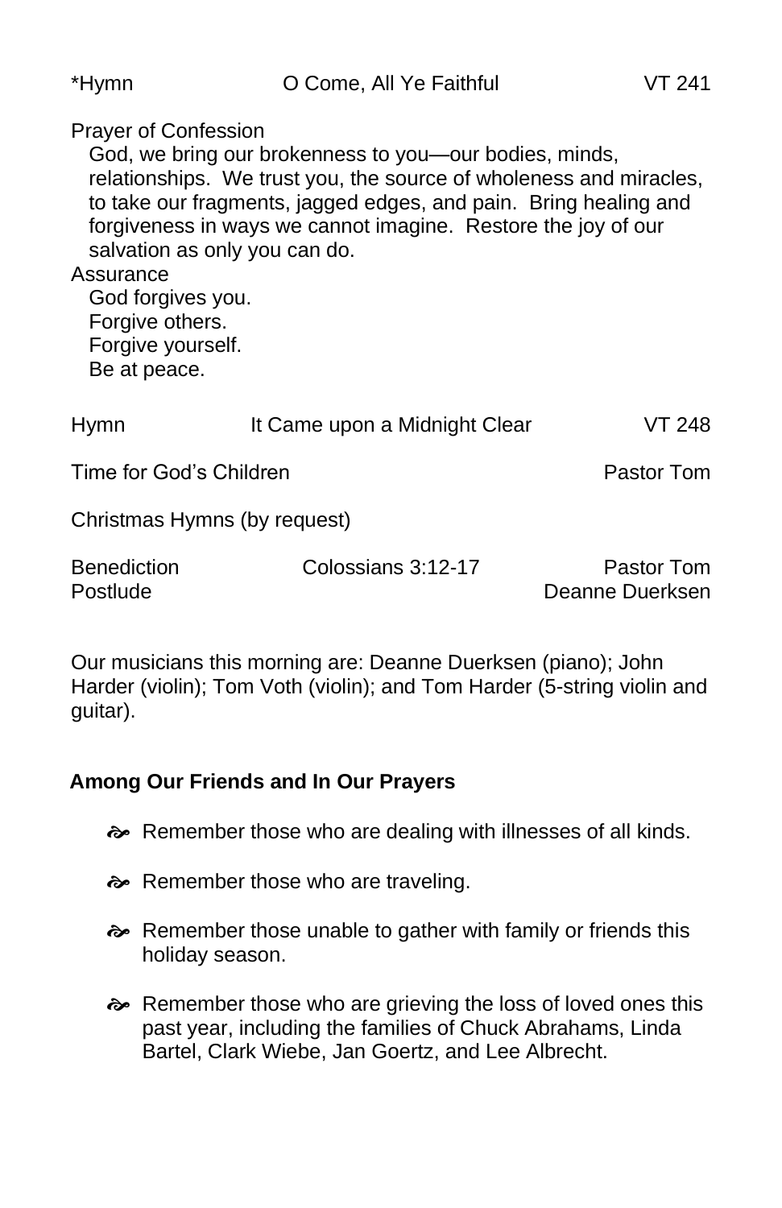*Hymn O Come, All Ye Faithful VT 241

Prayer of Confession

God, we bring our brokenness to you—our bodies, minds, relationships. We trust you, the source of wholeness and miracles, to take our fragments, jagged edges, and pain. Bring healing and forgiveness in ways we cannot imagine. Restore the joy of our salvation as only you can do.

Assurance

God forgives you.
Forgive others.
Forgive yourself.
Be at peace.

Hymn It Came upon a Midnight Clear VT 248

Time for God's Children Pastor Tom

Christmas Hymns (by request)

Benediction Colossians 3:12-17 Pastor Tom
Postlude Deanne Duerksen

Our musicians this morning are: Deanne Duerksen (piano); John Harder (violin); Tom Voth (violin); and Tom Harder (5-string violin and guitar).

**Among Our Friends and In Our Prayers**

- Remember those who are dealing with illnesses of all kinds.
- Remember those who are traveling.
- Remember those unable to gather with family or friends this holiday season.
- Remember those who are grieving the loss of loved ones this past year, including the families of Chuck Abrahams, Linda Bartel, Clark Wiebe, Jan Goertz, and Lee Albrecht.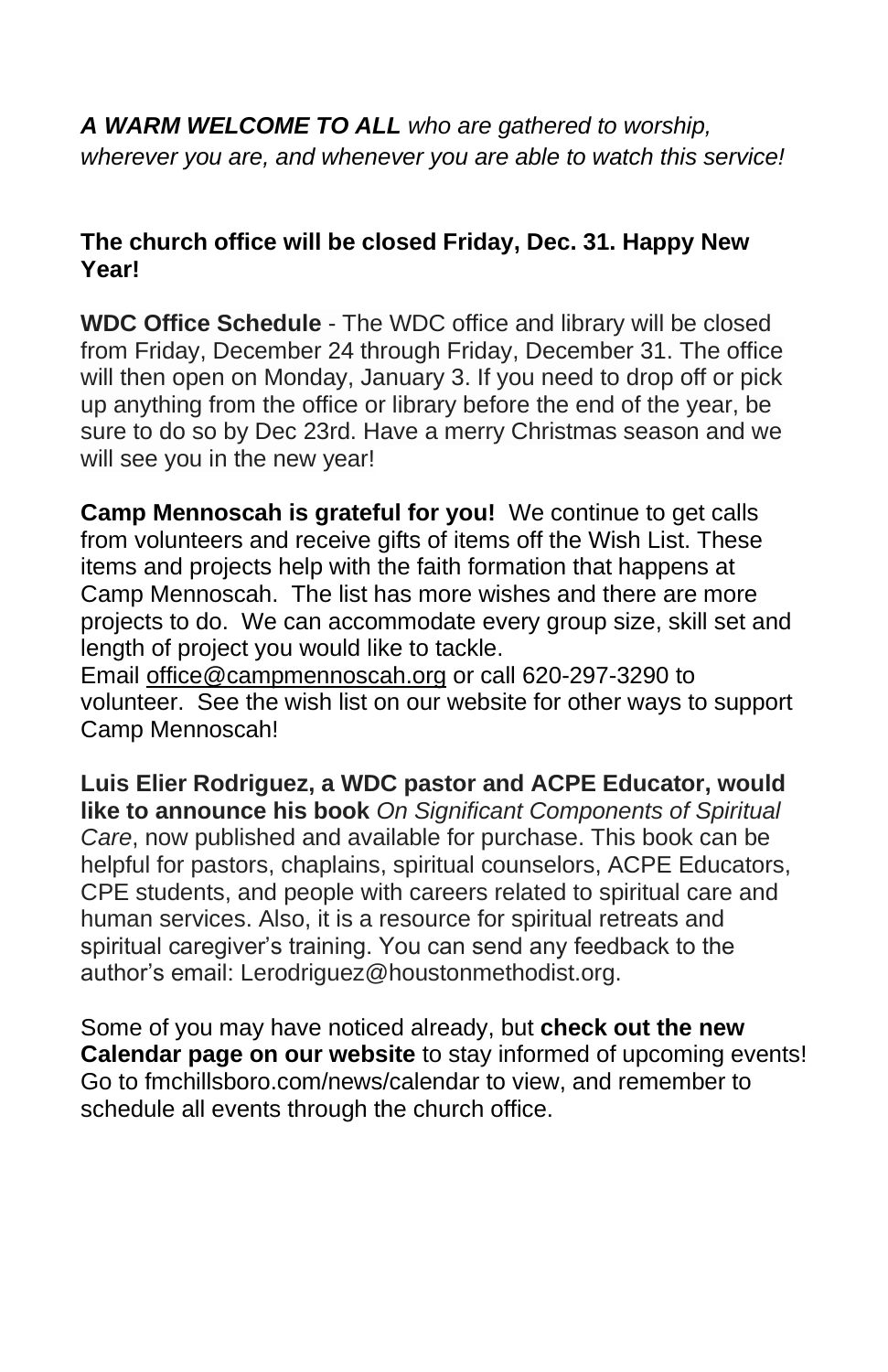***A WARM WELCOME TO ALL*** *who are gathered to worship, wherever you are, and whenever you are able to watch this service!*

**The church office will be closed Friday, Dec. 31. Happy New Year!**

**WDC Office Schedule** - The WDC office and library will be closed from Friday, December 24 through Friday, December 31. The office will then open on Monday, January 3. If you need to drop off or pick up anything from the office or library before the end of the year, be sure to do so by Dec 23rd. Have a merry Christmas season and we will see you in the new year!

**Camp Mennoscah is grateful for you!** We continue to get calls from volunteers and receive gifts of items off the Wish List. These items and projects help with the faith formation that happens at Camp Mennoscah. The list has more wishes and there are more projects to do. We can accommodate every group size, skill set and length of project you would like to tackle.
Email office@campmennoscah.org or call 620-297-3290 to volunteer. See the wish list on our website for other ways to support Camp Mennoscah!

**Luis Elier Rodriguez, a WDC pastor and ACPE Educator, would like to announce his book** *On Significant Components of Spiritual Care*, now published and available for purchase. This book can be helpful for pastors, chaplains, spiritual counselors, ACPE Educators, CPE students, and people with careers related to spiritual care and human services. Also, it is a resource for spiritual retreats and spiritual caregiver's training. You can send any feedback to the author's email: Lerodriguez@houstonmethodist.org.

Some of you may have noticed already, but **check out the new Calendar page on our website** to stay informed of upcoming events! Go to fmchillsboro.com/news/calendar to view, and remember to schedule all events through the church office.